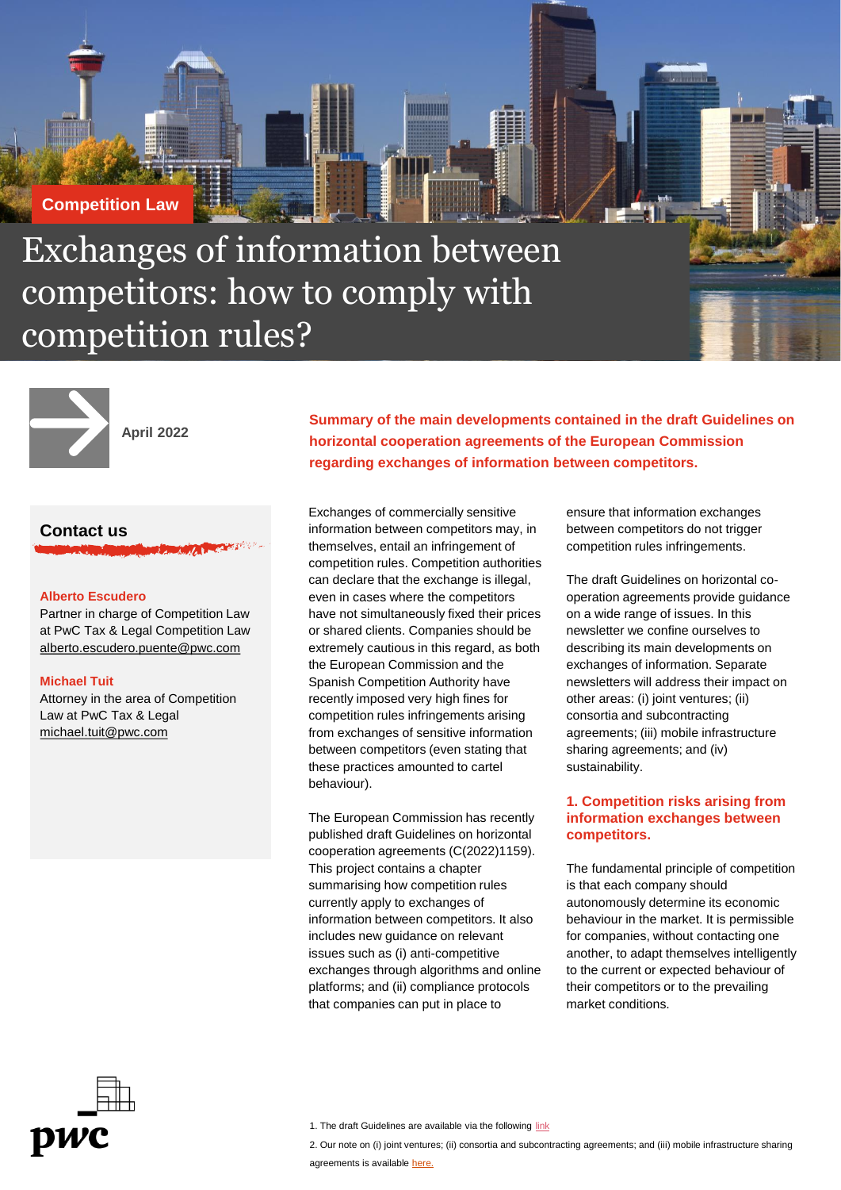Competition Law

# Exchanges of information between competitors: how to comply with competition rules?

April 2022

**Summary of the main developments contained in the draft Guidelines on horizontal cooperation agreements of the European Commission regarding exchanges of information between competitors.**

## Contact us

**Alberto Escudero**
Partner in charge of Competition Law at PwC Tax & Legal Competition Law
alberto.escudero.puente@pwc.com

**Michael Tuit**
Attorney in the area of Competition Law at PwC Tax & Legal
michael.tuit@pwc.com

Exchanges of commercially sensitive information between competitors may, in themselves, entail an infringement of competition rules. Competition authorities can declare that the exchange is illegal, even in cases where the competitors have not simultaneously fixed their prices or shared clients. Companies should be extremely cautious in this regard, as both the European Commission and the Spanish Competition Authority have recently imposed very high fines for competition rules infringements arising from exchanges of sensitive information between competitors (even stating that these practices amounted to cartel behaviour).

The European Commission has recently published draft Guidelines on horizontal cooperation agreements (C(2022)1159). This project contains a chapter summarising how competition rules currently apply to exchanges of information between competitors. It also includes new guidance on relevant issues such as (i) anti-competitive exchanges through algorithms and online platforms; and (ii) compliance protocols that companies can put in place to ensure that information exchanges between competitors do not trigger competition rules infringements.

The draft Guidelines on horizontal co-operation agreements provide guidance on a wide range of issues. In this newsletter we confine ourselves to describing its main developments on exchanges of information. Separate newsletters will address their impact on other areas: (i) joint ventures; (ii) consortia and subcontracting agreements; (iii) mobile infrastructure sharing agreements; and (iv) sustainability.

### 1. Competition risks arising from information exchanges between competitors.

The fundamental principle of competition is that each company should autonomously determine its economic behaviour in the market. It is permissible for companies, without contacting one another, to adapt themselves intelligently to the current or expected behaviour of their competitors or to the prevailing market conditions.

1. The draft Guidelines are available via the following link

2. Our note on (i) joint ventures; (ii) consortia and subcontracting agreements; and (iii) mobile infrastructure sharing agreements is available here.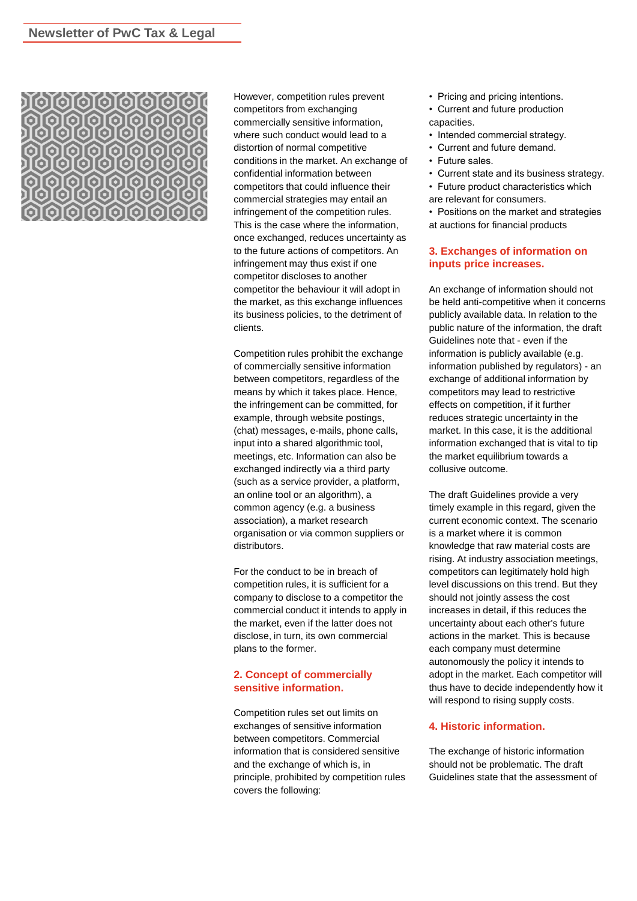However, competition rules prevent competitors from exchanging commercially sensitive information, where such conduct would lead to a distortion of normal competitive conditions in the market. An exchange of confidential information between competitors that could influence their commercial strategies may entail an infringement of the competition rules. This is the case where the information, once exchanged, reduces uncertainty as to the future actions of competitors. An infringement may thus exist if one competitor discloses to another competitor the behaviour it will adopt in the market, as this exchange influences its business policies, to the detriment of clients.

Competition rules prohibit the exchange of commercially sensitive information between competitors, regardless of the means by which it takes place. Hence, the infringement can be committed, for example, through website postings, (chat) messages, e-mails, phone calls, input into a shared algorithmic tool, meetings, etc. Information can also be exchanged indirectly via a third party (such as a service provider, a platform, an online tool or an algorithm), a common agency (e.g. a business association), a market research organisation or via common suppliers or distributors.

For the conduct to be in breach of competition rules, it is sufficient for a company to disclose to a competitor the commercial conduct it intends to apply in the market, even if the latter does not disclose, in turn, its own commercial plans to the former.

## 2. Concept of commercially sensitive information.

Competition rules set out limits on exchanges of sensitive information between competitors. Commercial information that is considered sensitive and the exchange of which is, in principle, prohibited by competition rules covers the following:

- Pricing and pricing intentions.
- Current and future production capacities.
- Intended commercial strategy.
- Current and future demand.
- Future sales.
- Current state and its business strategy.
- Future product characteristics which are relevant for consumers.
- Positions on the market and strategies at auctions for financial products

## 3. Exchanges of information on inputs price increases.

An exchange of information should not be held anti-competitive when it concerns publicly available data. In relation to the public nature of the information, the draft Guidelines note that - even if the information is publicly available (e.g. information published by regulators) - an exchange of additional information by competitors may lead to restrictive effects on competition, if it further reduces strategic uncertainty in the market. In this case, it is the additional information exchanged that is vital to tip the market equilibrium towards a collusive outcome.

The draft Guidelines provide a very timely example in this regard, given the current economic context. The scenario is a market where it is common knowledge that raw material costs are rising. At industry association meetings, competitors can legitimately hold high level discussions on this trend. But they should not jointly assess the cost increases in detail, if this reduces the uncertainty about each other's future actions in the market. This is because each company must determine autonomously the policy it intends to adopt in the market. Each competitor will thus have to decide independently how it will respond to rising supply costs.

## 4. Historic information.

The exchange of historic information should not be problematic. The draft Guidelines state that the assessment of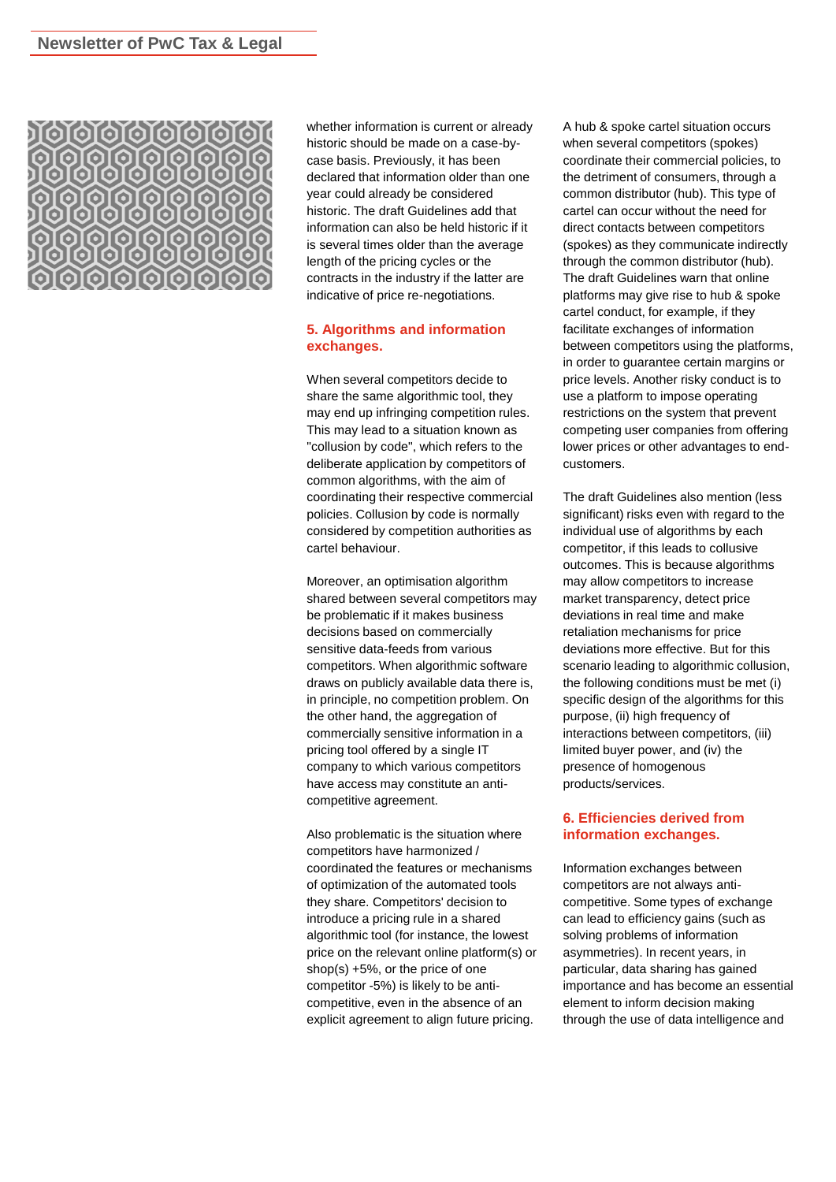whether information is current or already historic should be made on a case-by-case basis. Previously, it has been declared that information older than one year could already be considered historic. The draft Guidelines add that information can also be held historic if it is several times older than the average length of the pricing cycles or the contracts in the industry if the latter are indicative of price re-negotiations.

## 5. Algorithms and information exchanges.

When several competitors decide to share the same algorithmic tool, they may end up infringing competition rules. This may lead to a situation known as "collusion by code", which refers to the deliberate application by competitors of common algorithms, with the aim of coordinating their respective commercial policies. Collusion by code is normally considered by competition authorities as cartel behaviour.

Moreover, an optimisation algorithm shared between several competitors may be problematic if it makes business decisions based on commercially sensitive data-feeds from various competitors. When algorithmic software draws on publicly available data there is, in principle, no competition problem. On the other hand, the aggregation of commercially sensitive information in a pricing tool offered by a single IT company to which various competitors have access may constitute an anti-competitive agreement.

Also problematic is the situation where competitors have harmonized / coordinated the features or mechanisms of optimization of the automated tools they share. Competitors' decision to introduce a pricing rule in a shared algorithmic tool (for instance, the lowest price on the relevant online platform(s) or shop(s) +5%, or the price of one competitor -5%) is likely to be anti-competitive, even in the absence of an explicit agreement to align future pricing.

A hub & spoke cartel situation occurs when several competitors (spokes) coordinate their commercial policies, to the detriment of consumers, through a common distributor (hub). This type of cartel can occur without the need for direct contacts between competitors (spokes) as they communicate indirectly through the common distributor (hub). The draft Guidelines warn that online platforms may give rise to hub & spoke cartel conduct, for example, if they facilitate exchanges of information between competitors using the platforms, in order to guarantee certain margins or price levels. Another risky conduct is to use a platform to impose operating restrictions on the system that prevent competing user companies from offering lower prices or other advantages to end-customers.

The draft Guidelines also mention (less significant) risks even with regard to the individual use of algorithms by each competitor, if this leads to collusive outcomes. This is because algorithms may allow competitors to increase market transparency, detect price deviations in real time and make retaliation mechanisms for price deviations more effective. But for this scenario leading to algorithmic collusion, the following conditions must be met (i) specific design of the algorithms for this purpose, (ii) high frequency of interactions between competitors, (iii) limited buyer power, and (iv) the presence of homogenous products/services.

## 6. Efficiencies derived from information exchanges.

Information exchanges between competitors are not always anti-competitive. Some types of exchange can lead to efficiency gains (such as solving problems of information asymmetries). In recent years, in particular, data sharing has gained importance and has become an essential element to inform decision making through the use of data intelligence and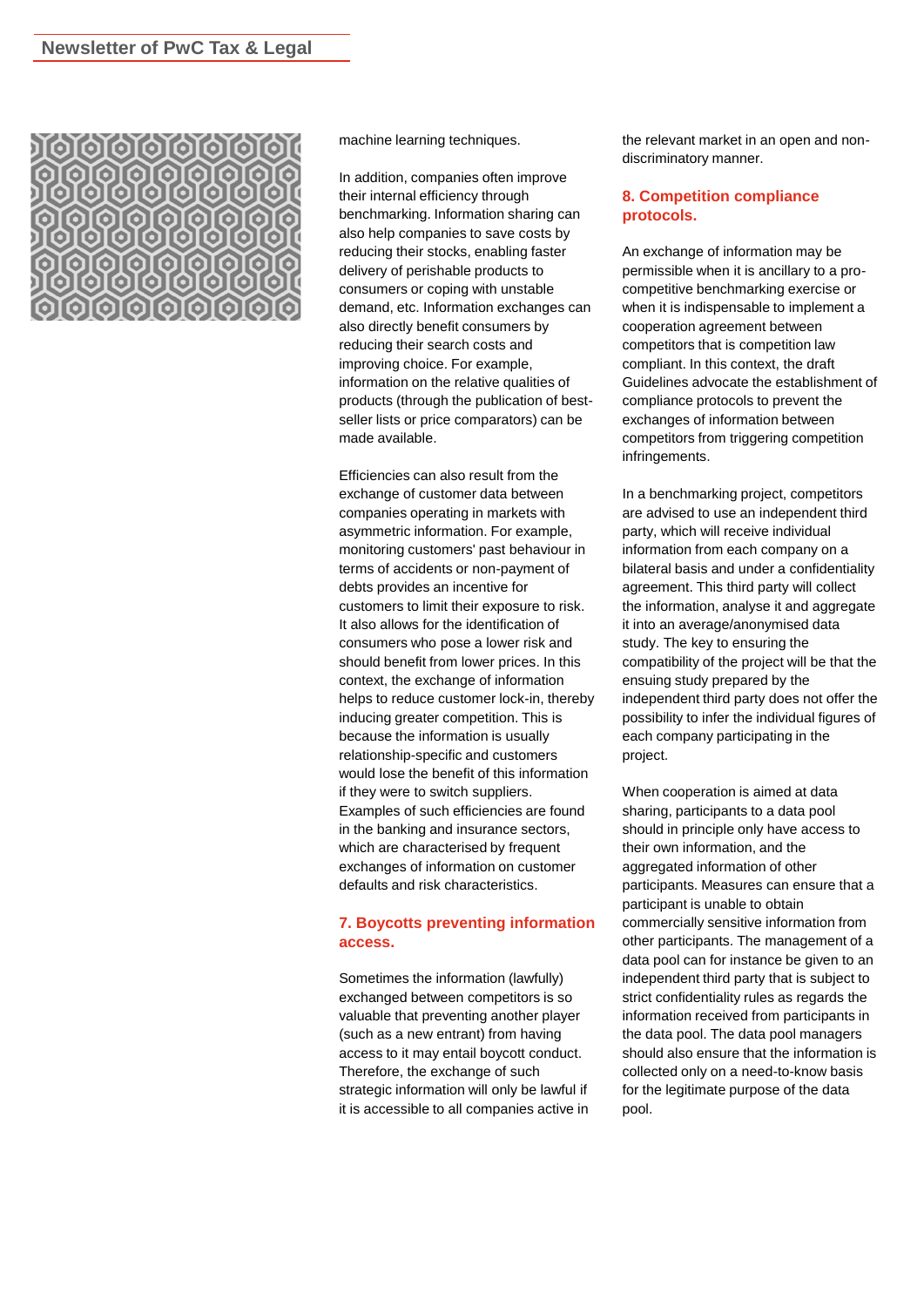machine learning techniques.

In addition, companies often improve their internal efficiency through benchmarking. Information sharing can also help companies to save costs by reducing their stocks, enabling faster delivery of perishable products to consumers or coping with unstable demand, etc. Information exchanges can also directly benefit consumers by reducing their search costs and improving choice. For example, information on the relative qualities of products (through the publication of best-seller lists or price comparators) can be made available.

Efficiencies can also result from the exchange of customer data between companies operating in markets with asymmetric information. For example, monitoring customers' past behaviour in terms of accidents or non-payment of debts provides an incentive for customers to limit their exposure to risk. It also allows for the identification of consumers who pose a lower risk and should benefit from lower prices. In this context, the exchange of information helps to reduce customer lock-in, thereby inducing greater competition. This is because the information is usually relationship-specific and customers would lose the benefit of this information if they were to switch suppliers. Examples of such efficiencies are found in the banking and insurance sectors, which are characterised by frequent exchanges of information on customer defaults and risk characteristics.

## 7. Boycotts preventing information access.

Sometimes the information (lawfully) exchanged between competitors is so valuable that preventing another player (such as a new entrant) from having access to it may entail boycott conduct. Therefore, the exchange of such strategic information will only be lawful if it is accessible to all companies active in the relevant market in an open and non-discriminatory manner.

## 8. Competition compliance protocols.

An exchange of information may be permissible when it is ancillary to a pro-competitive benchmarking exercise or when it is indispensable to implement a cooperation agreement between competitors that is competition law compliant. In this context, the draft Guidelines advocate the establishment of compliance protocols to prevent the exchanges of information between competitors from triggering competition infringements.

In a benchmarking project, competitors are advised to use an independent third party, which will receive individual information from each company on a bilateral basis and under a confidentiality agreement. This third party will collect the information, analyse it and aggregate it into an average/anonymised data study. The key to ensuring the compatibility of the project will be that the ensuing study prepared by the independent third party does not offer the possibility to infer the individual figures of each company participating in the project.

When cooperation is aimed at data sharing, participants to a data pool should in principle only have access to their own information, and the aggregated information of other participants. Measures can ensure that a participant is unable to obtain commercially sensitive information from other participants. The management of a data pool can for instance be given to an independent third party that is subject to strict confidentiality rules as regards the information received from participants in the data pool. The data pool managers should also ensure that the information is collected only on a need-to-know basis for the legitimate purpose of the data pool.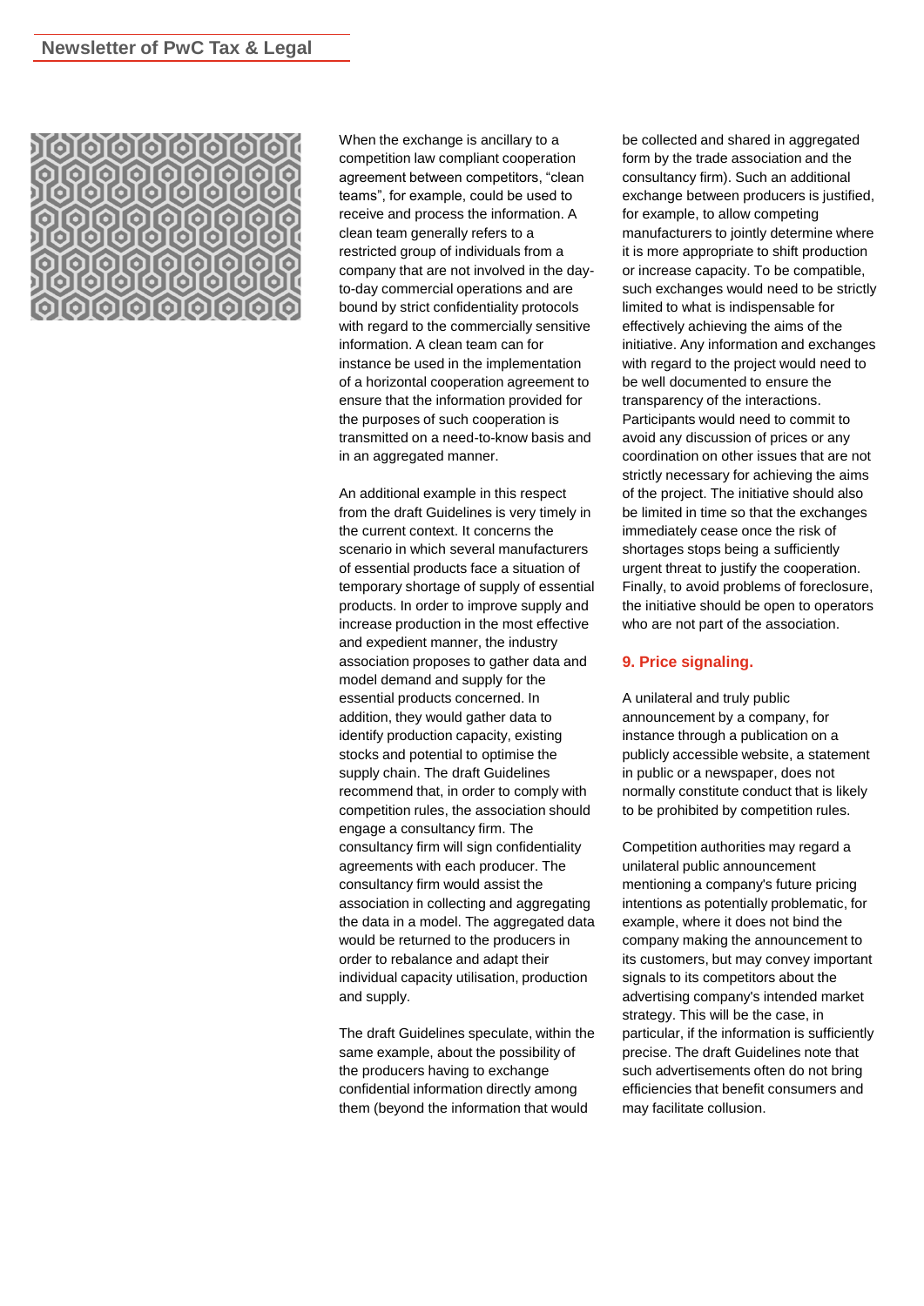When the exchange is ancillary to a competition law compliant cooperation agreement between competitors, “clean teams”, for example, could be used to receive and process the information. A clean team generally refers to a restricted group of individuals from a company that are not involved in the day-to-day commercial operations and are bound by strict confidentiality protocols with regard to the commercially sensitive information. A clean team can for instance be used in the implementation of a horizontal cooperation agreement to ensure that the information provided for the purposes of such cooperation is transmitted on a need-to-know basis and in an aggregated manner.

An additional example in this respect from the draft Guidelines is very timely in the current context. It concerns the scenario in which several manufacturers of essential products face a situation of temporary shortage of supply of essential products. In order to improve supply and increase production in the most effective and expedient manner, the industry association proposes to gather data and model demand and supply for the essential products concerned. In addition, they would gather data to identify production capacity, existing stocks and potential to optimise the supply chain. The draft Guidelines recommend that, in order to comply with competition rules, the association should engage a consultancy firm. The consultancy firm will sign confidentiality agreements with each producer. The consultancy firm would assist the association in collecting and aggregating the data in a model. The aggregated data would be returned to the producers in order to rebalance and adapt their individual capacity utilisation, production and supply.

The draft Guidelines speculate, within the same example, about the possibility of the producers having to exchange confidential information directly among them (beyond the information that would be collected and shared in aggregated form by the trade association and the consultancy firm). Such an additional exchange between producers is justified, for example, to allow competing manufacturers to jointly determine where it is more appropriate to shift production or increase capacity. To be compatible, such exchanges would need to be strictly limited to what is indispensable for effectively achieving the aims of the initiative. Any information and exchanges with regard to the project would need to be well documented to ensure the transparency of the interactions. Participants would need to commit to avoid any discussion of prices or any coordination on other issues that are not strictly necessary for achieving the aims of the project. The initiative should also be limited in time so that the exchanges immediately cease once the risk of shortages stops being a sufficiently urgent threat to justify the cooperation. Finally, to avoid problems of foreclosure, the initiative should be open to operators who are not part of the association.

## 9. Price signaling.

A unilateral and truly public announcement by a company, for instance through a publication on a publicly accessible website, a statement in public or a newspaper, does not normally constitute conduct that is likely to be prohibited by competition rules.

Competition authorities may regard a unilateral public announcement mentioning a company's future pricing intentions as potentially problematic, for example, where it does not bind the company making the announcement to its customers, but may convey important signals to its competitors about the advertising company's intended market strategy. This will be the case, in particular, if the information is sufficiently precise. The draft Guidelines note that such advertisements often do not bring efficiencies that benefit consumers and may facilitate collusion.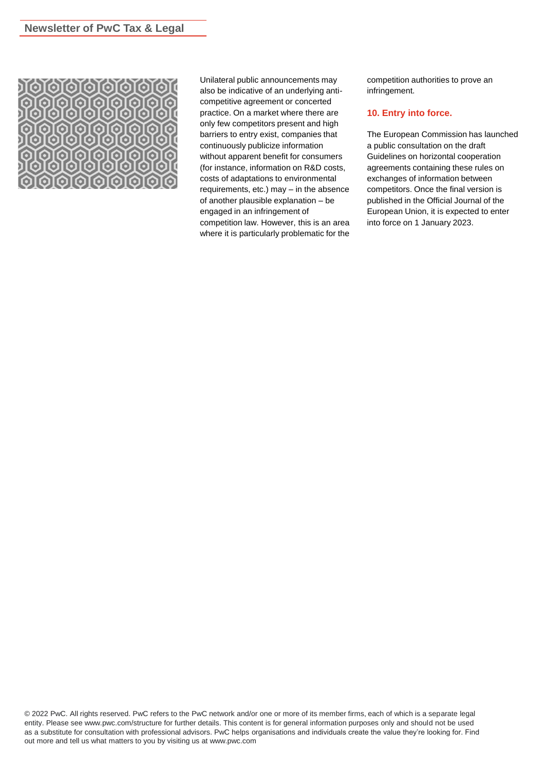Unilateral public announcements may also be indicative of an underlying anti-competitive agreement or concerted practice. On a market where there are only few competitors present and high barriers to entry exist, companies that continuously publicize information without apparent benefit for consumers (for instance, information on R&D costs, costs of adaptations to environmental requirements, etc.) may – in the absence of another plausible explanation – be engaged in an infringement of competition law. However, this is an area where it is particularly problematic for the competition authorities to prove an infringement.

## 10. Entry into force.

The European Commission has launched a public consultation on the draft Guidelines on horizontal cooperation agreements containing these rules on exchanges of information between competitors. Once the final version is published in the Official Journal of the European Union, it is expected to enter into force on 1 January 2023.

© 2022 PwC. All rights reserved. PwC refers to the PwC network and/or one or more of its member firms, each of which is a separate legal entity. Please see www.pwc.com/structure for further details. This content is for general information purposes only and should not be used as a substitute for consultation with professional advisors. PwC helps organisations and individuals create the value they're looking for. Find out more and tell us what matters to you by visiting us at www.pwc.com